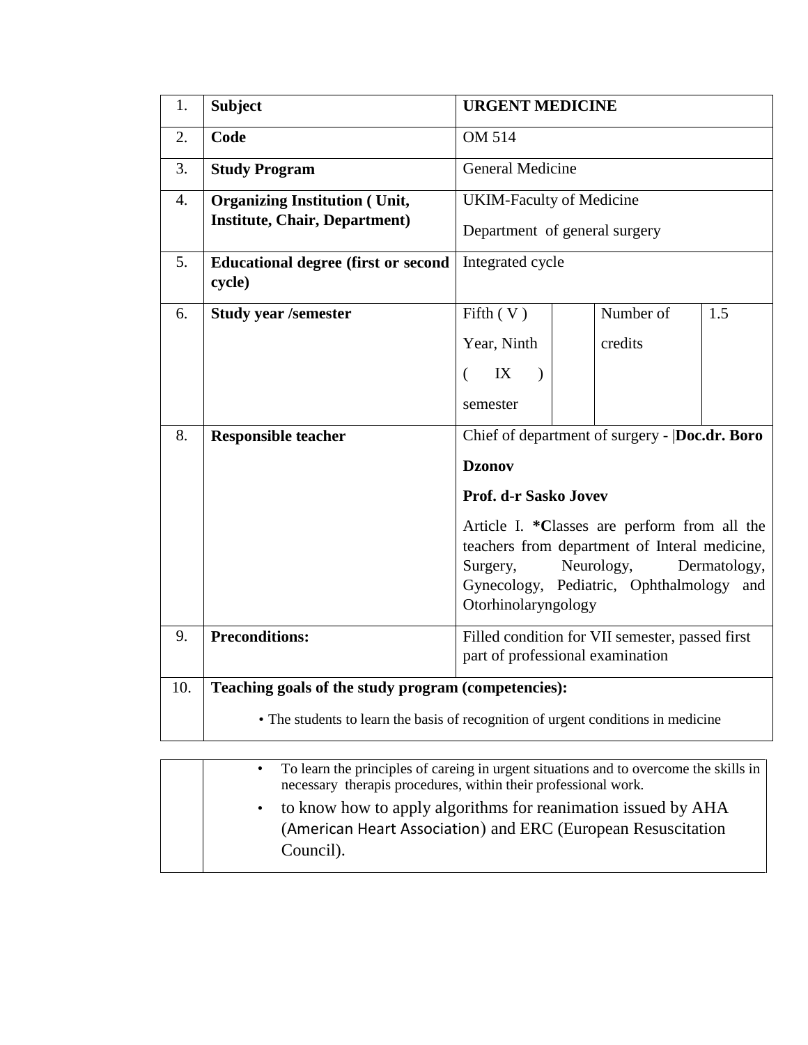| 1. | **Subject** | **URGENT MEDICINE** | | | |
|---|---|---|---|---|---|
| 2. | **Code** | OM 514 | | | |
| 3. | **Study Program** | General Medicine | | | |
| 4. | **Organizing Institution ( Unit, Institute, Chair, Department)** | UKIM-Faculty of Medicine<br>Department of general surgery | | | |
| 5. | **Educational degree (first or second cycle)** | Integrated cycle | | | |
| 6. | **Study year /semester** | Fifth ( V ) Year, Ninth ( IX ) semester | | Number of credits | 1.5 |
| 8. | **Responsible teacher** | Chief of department of surgery - \|**Doc.dr. Boro Dzonov**<br>**Prof. d-r Sasko Jovev**<br>Article I. ***C**lasses are perform from all the teachers from department of Interal medicine, Surgery, Neurology, Dermatology, Gynecology, Pediatric, Ophthalmology and Otorhinolaryngology | | | |
| 9. | **Preconditions:** | Filled condition for VII semester, passed first part of professional examination | | | |
| 10. | **Teaching goals of the study program (competencies):**<br>• The students to learn the basis of recognition of urgent conditions in medicine<br>• To learn the principles of careing in urgent situations and to overcome the skills in necessary therapis procedures, within their professional work.<br>• to know how to apply algorithms for reanimation issued by AHA (American Heart Association) and ERC (European Resuscitation Council). | | | | |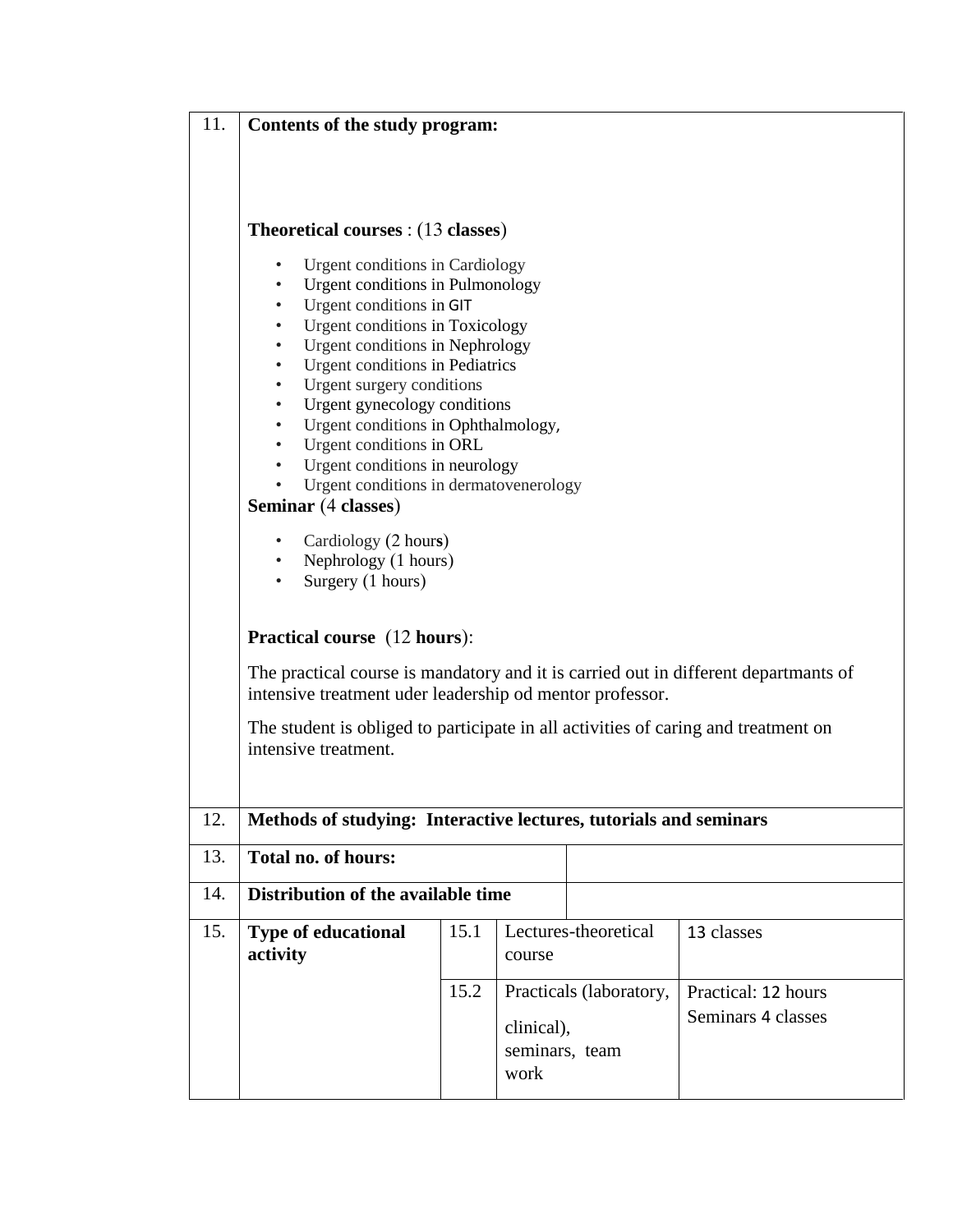| 11. | **Contents of the study program:**<br><br>**Theoretical courses** : (13 **classes**)<br><br>• Urgent conditions in Cardiology<br>• Urgent conditions in Pulmonology<br>• Urgent conditions in GIT<br>• Urgent conditions in Toxicology<br>• Urgent conditions in Nephrology<br>• Urgent conditions in Pediatrics<br>• Urgent surgery conditions<br>• Urgent gynecology conditions<br>• Urgent conditions in Ophthalmology,<br>• Urgent conditions in ORL<br>• Urgent conditions in neurology<br>• Urgent conditions in dermatovenerology<br><br>**Seminar** (4 **classes**)<br><br>• Cardiology (2 hour**s**)<br>• Nephrology (1 hours)<br>• Surgery (1 hours)<br><br>**Practical course** (12 **hours**):<br><br>The practical course is mandatory and it is carried out in different departmants of intensive treatment uder leadership od mentor professor.<br><br>The student is obliged to participate in all activities of caring and treatment on intensive treatment. | | | |
|---|---|---|---|---|
| 12. | **Methods of studying: Interactive lectures, tutorials and seminars** | | | |
| 13. | **Total no. of hours:** | | | |
| 14. | **Distribution of the available time** | | | |
| 15. | **Type of educational activity** | 15.1 | Lectures-theoretical course | 13 classes |
| | | 15.2 | Practicals (laboratory, clinical), seminars, team work | Practical: 12 hours<br>Seminars 4 classes |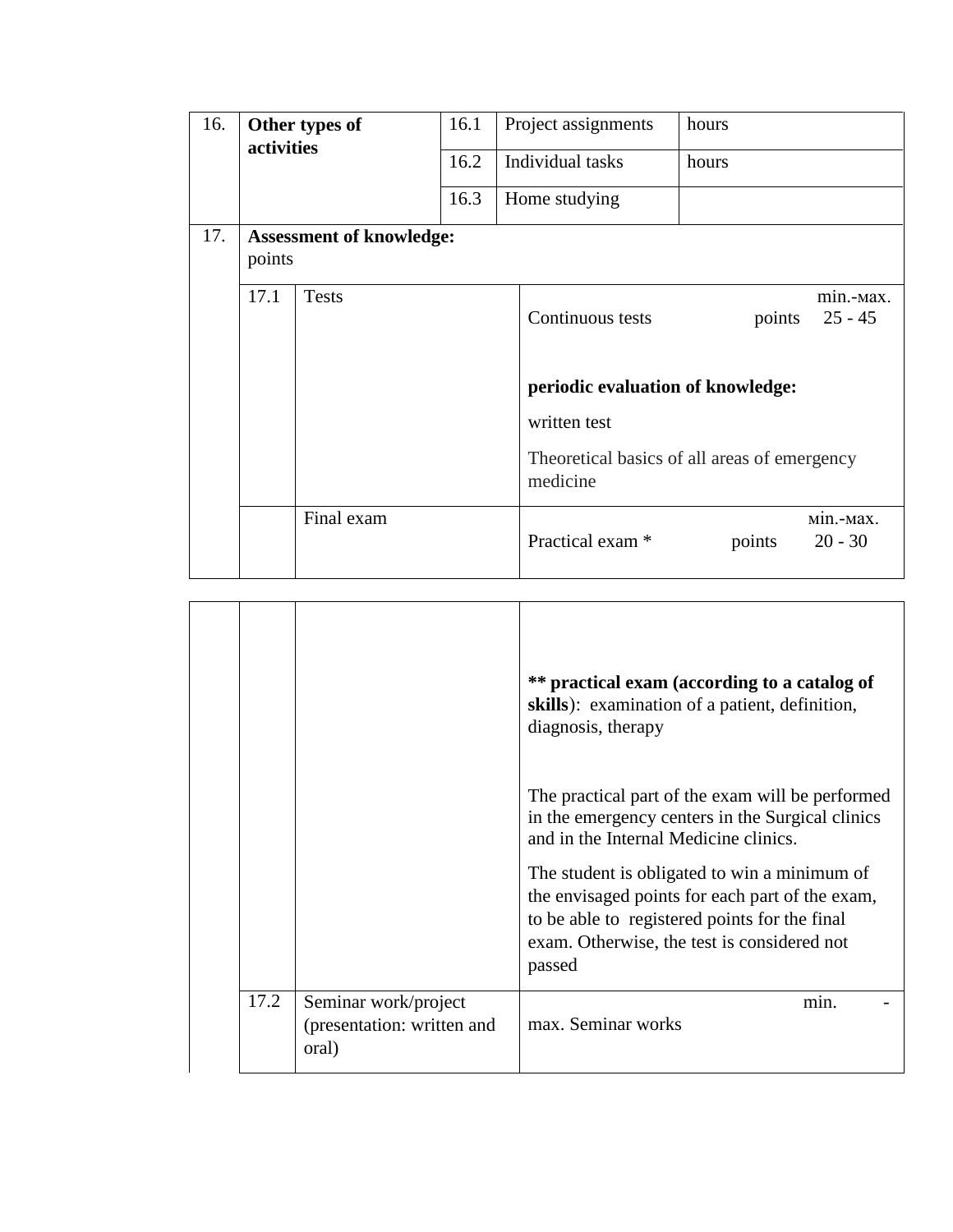| 16. | **Other types of activities** | 16.1 | Project assignments | hours |
|---|---|---|---|---|
| | | 16.2 | Individual tasks | hours |
| | | 16.3 | Home studying | |

| 17. | **Assessment of knowledge:** points | | |
|---|---|---|---|
| | 17.1 | Tests | min.-мax. Continuous tests points 25 - 45<br><br>**periodic evaluation of knowledge:**<br><br>written test<br><br>Theoretical basics of all areas of emergency medicine |
| | | Final exam | мin.-мax. Practical exam * points 20 - 30 |
| | | | **** practical exam (according to a catalog of skills**): examination of a patient, definition, diagnosis, therapy<br><br>The practical part of the exam will be performed in the emergency centers in the Surgical clinics and in the Internal Medicine clinics.<br><br>The student is obligated to win a minimum of the envisaged points for each part of the exam, to be able to registered points for the final exam. Otherwise, the test is considered not passed |
| | 17.2 | Seminar work/project (presentation: written and oral) | min. - max. Seminar works |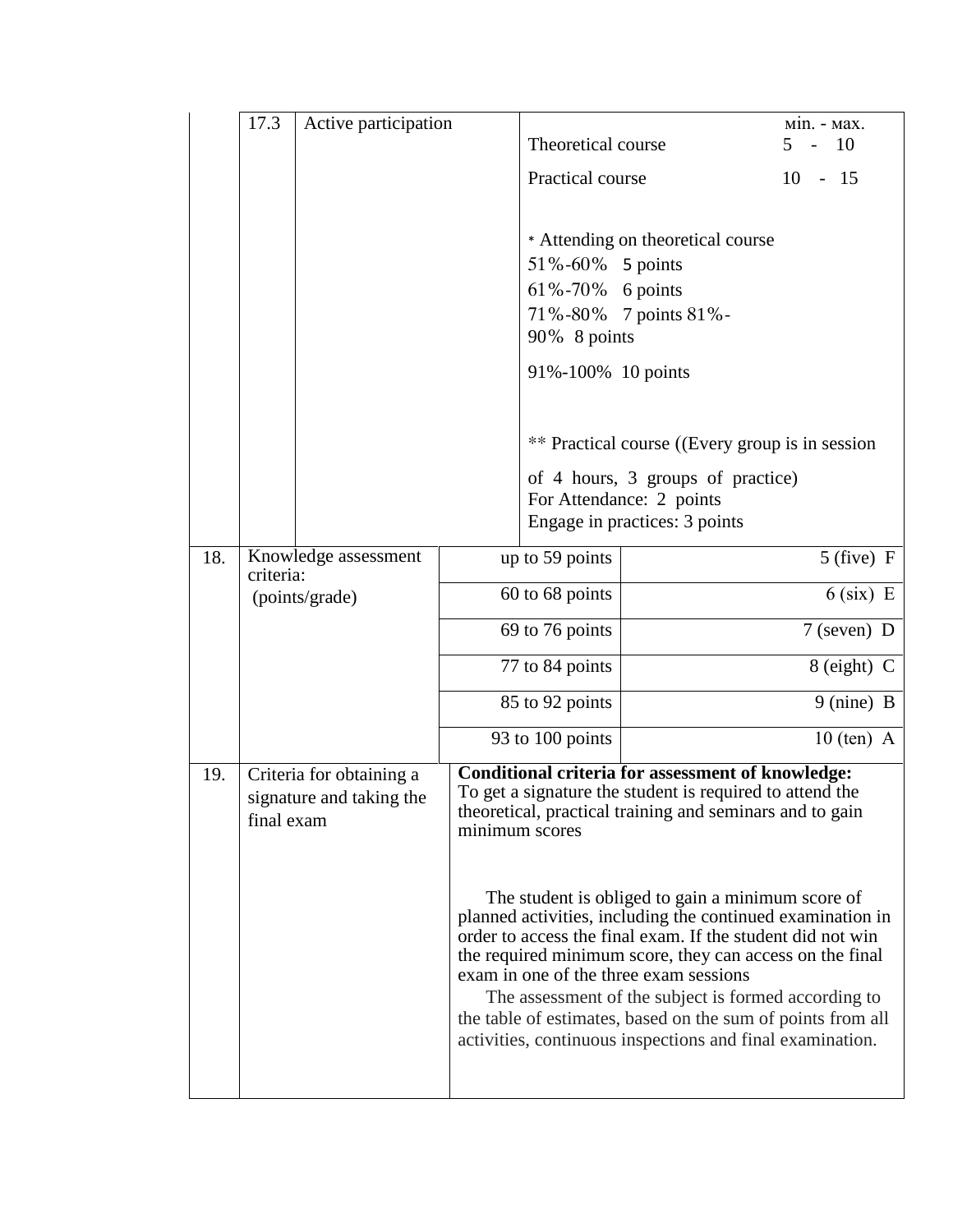| | | | | |
|---|---|---|---|---|
| | 17.3 | Active participation | | Theoretical course mіn. - мax. 5 - 10<br>Practical course 10 - 15<br><br>* Attending on theoretical course<br>51%-60% 5 points<br>61%-70% 6 points<br>71%-80% 7 points 81%-90% 8 points<br>91%-100% 10 points<br><br>** Practical course ((Every group is in session of 4 hours, 3 groups of practice)<br>For Attendance: 2 points<br>Engage in practices: 3 points |
| 18. | Knowledge assessment criteria: (points/grade) | | up to 59 points | 5 (five) F |
| | | | 60 to 68 points | 6 (six) E |
| | | | 69 to 76 points | 7 (seven) D |
| | | | 77 to 84 points | 8 (eight) C |
| | | | 85 to 92 points | 9 (nine) B |
| | | | 93 to 100 points | 10 (ten) A |
| 19. | Criteria for obtaining a signature and taking the final exam | | **Conditional criteria for assessment of knowledge:**<br>To get a signature the student is required to attend the theoretical, practical training and seminars and to gain minimum scores<br><br>The student is obliged to gain a minimum score of planned activities, including the continued examination in order to access the final exam. If the student did not win the required minimum score, they can access on the final exam in one of the three exam sessions<br>The assessment of the subject is formed according to the table of estimates, based on the sum of points from all activities, continuous inspections and final examination. | |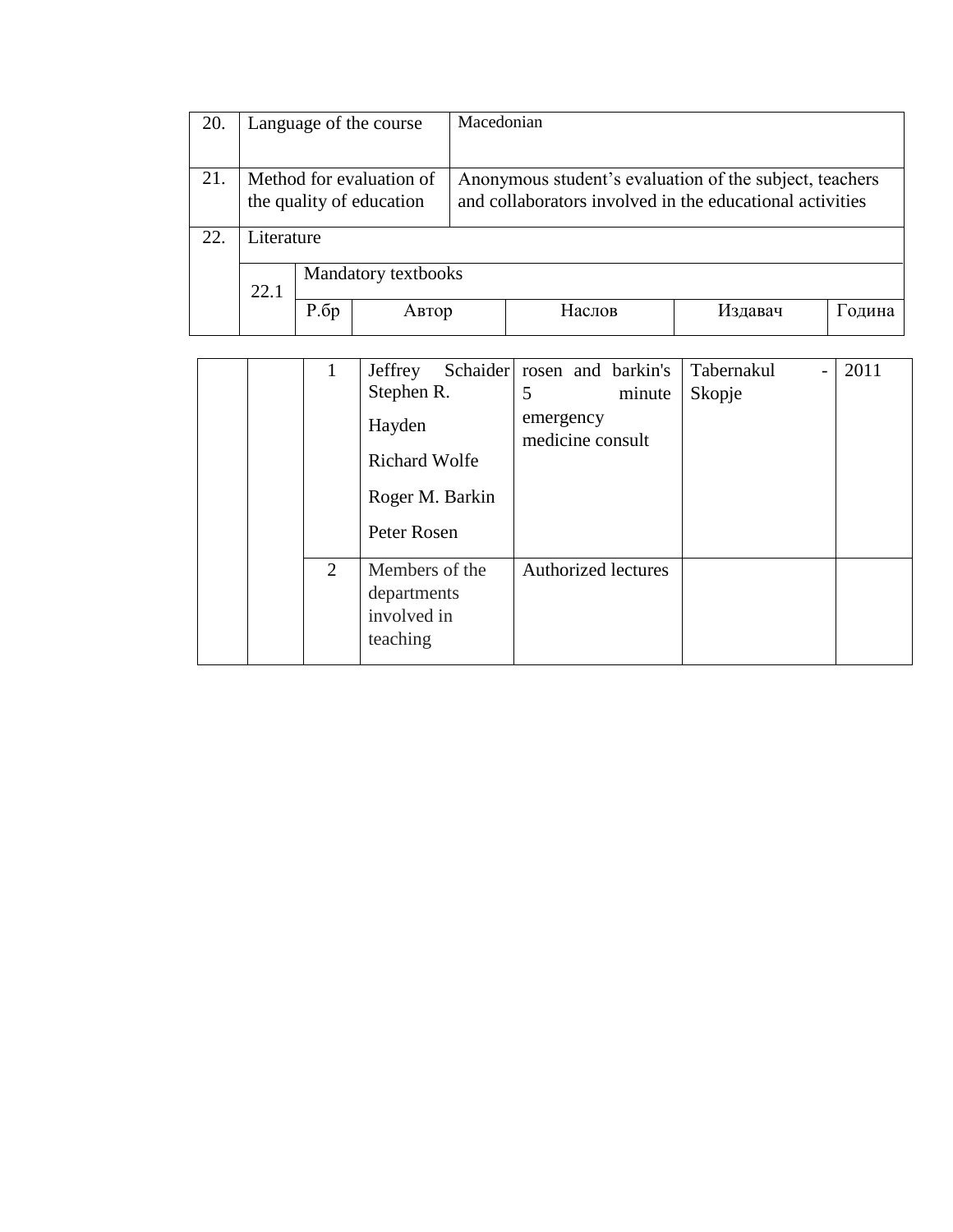| | | | | | | |
|---|---|---|---|---|---|---|
| 20. | Language of the course | | Macedonian | | | |
| 21. | Method for evaluation of the quality of education | | Anonymous student's evaluation of the subject, teachers and collaborators involved in the educational activities | | | |
| 22. | Literature | | | | | |
| | 22.1 | Mandatory textbooks | | | | |
| | | Р.бр | Автор | Наслов | Издавач | Година |
| | | 1 | Jeffrey Schaider Stephen R. Hayden Richard Wolfe Roger M. Barkin Peter Rosen | rosen and barkin's 5 minute emergency medicine consult | Tabernakul - Skopje | 2011 |
| | | 2 | Members of the departments involved in teaching | Authorized lectures | | |